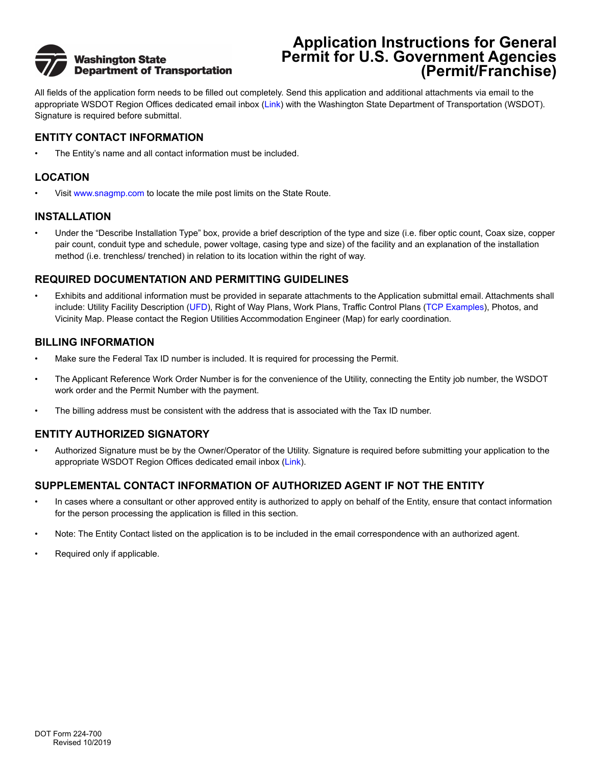Washington State Department of Transportation

# Application Instructions for General Permit for U.S. Government Agencies (Permit/Franchise)

All fields of the application form needs to be filled out completely. Send this application and additional attachments via email to the appropriate WSDOT Region Offices dedicated email inbox (Link) with the Washington State Department of Transportation (WSDOT). Signature is required before submittal.

## ENTITY CONTACT INFORMATION

- The Entity's name and all contact information must be included.

## LOCATION

- Visit www.snagmp.com to locate the mile post limits on the State Route.

## INSTALLATION

- Under the "Describe Installation Type" box, provide a brief description of the type and size (i.e. fiber optic count, Coax size, copper pair count, conduit type and schedule, power voltage, casing type and size) of the facility and an explanation of the installation method (i.e. trenchless/ trenched) in relation to its location within the right of way.

## REQUIRED DOCUMENTATION AND PERMITTING GUIDELINES

- Exhibits and additional information must be provided in separate attachments to the Application submittal email. Attachments shall include: Utility Facility Description (UFD), Right of Way Plans, Work Plans, Traffic Control Plans (TCP Examples), Photos, and Vicinity Map. Please contact the Region Utilities Accommodation Engineer (Map) for early coordination.

## BILLING INFORMATION

- Make sure the Federal Tax ID number is included. It is required for processing the Permit.
- The Applicant Reference Work Order Number is for the convenience of the Utility, connecting the Entity job number, the WSDOT work order and the Permit Number with the payment.
- The billing address must be consistent with the address that is associated with the Tax ID number.

## ENTITY AUTHORIZED SIGNATORY

- Authorized Signature must be by the Owner/Operator of the Utility. Signature is required before submitting your application to the appropriate WSDOT Region Offices dedicated email inbox (Link).

## SUPPLEMENTAL CONTACT INFORMATION OF AUTHORIZED AGENT IF NOT THE ENTITY

- In cases where a consultant or other approved entity is authorized to apply on behalf of the Entity, ensure that contact information for the person processing the application is filled in this section.
- Note: The Entity Contact listed on the application is to be included in the email correspondence with an authorized agent.
- Required only if applicable.

DOT Form 224-700
Revised 10/2019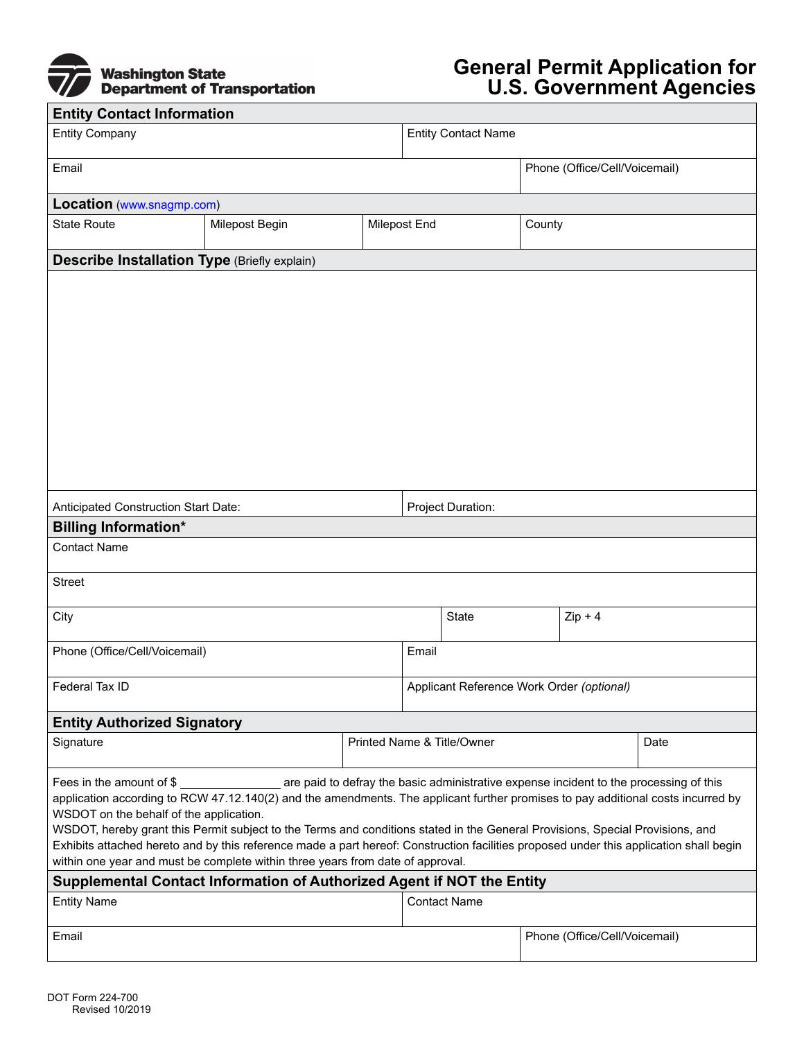Washington State Department of Transportation

# General Permit Application for U.S. Government Agencies

## Entity Contact Information

| Entity Company | | Entity Contact Name |
|---|---|---|
| **Email** | | **Phone (Office/Cell/Voicemail)** |

## Location (www.snagmp.com)

| State Route | Milepost Begin | Milepost End | County |
|---|---|---|---|
| | | | |

## Describe Installation Type (Briefly explain)

| Anticipated Construction Start Date: | Project Duration: |
|---|---|

## Billing Information*

| Contact Name | | |
|---|---|---|
| **Street** | | |
| **City** | **State** | **Zip + 4** |
| **Phone (Office/Cell/Voicemail)** | **Email** | |
| **Federal Tax ID** | **Applicant Reference Work Order** *(optional)* | |

## Entity Authorized Signatory

| Signature | Printed Name & Title/Owner | Date |
|---|---|---|
| | | |

Fees in the amount of $ _______________ are paid to defray the basic administrative expense incident to the processing of this application according to RCW 47.12.140(2) and the amendments. The applicant further promises to pay additional costs incurred by WSDOT on the behalf of the application.

WSDOT, hereby grant this Permit subject to the Terms and conditions stated in the General Provisions, Special Provisions, and Exhibits attached hereto and by this reference made a part hereof: Construction facilities proposed under this application shall begin within one year and must be complete within three years from date of approval.

## Supplemental Contact Information of Authorized Agent if NOT the Entity

| Entity Name | Contact Name |
|---|---|
| **Email** | **Phone (Office/Cell/Voicemail)** |

DOT Form 224-700
Revised 10/2019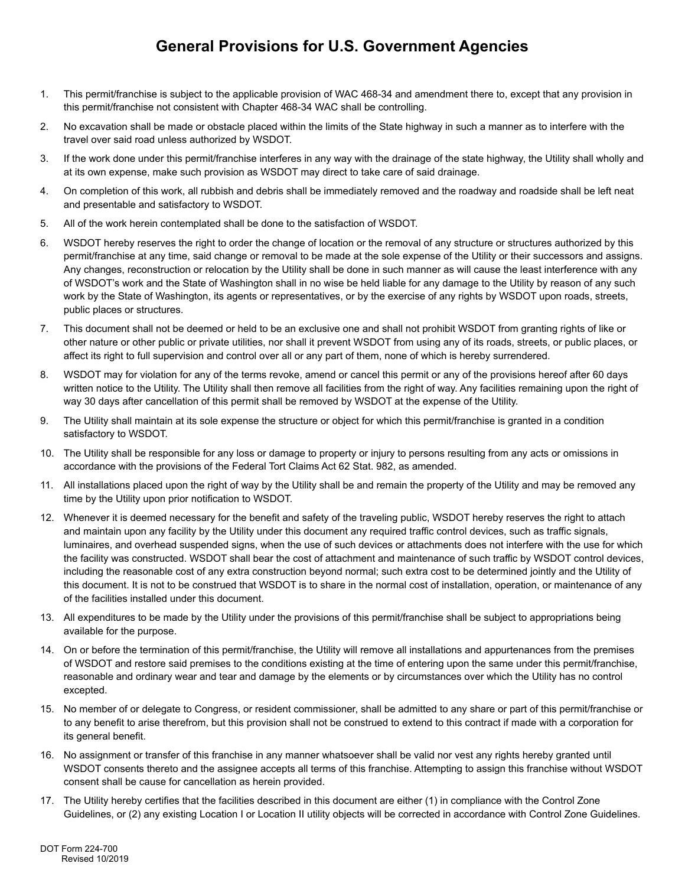# General Provisions for U.S. Government Agencies

1. This permit/franchise is subject to the applicable provision of WAC 468-34 and amendment there to, except that any provision in this permit/franchise not consistent with Chapter 468-34 WAC shall be controlling.

2. No excavation shall be made or obstacle placed within the limits of the State highway in such a manner as to interfere with the travel over said road unless authorized by WSDOT.

3. If the work done under this permit/franchise interferes in any way with the drainage of the state highway, the Utility shall wholly and at its own expense, make such provision as WSDOT may direct to take care of said drainage.

4. On completion of this work, all rubbish and debris shall be immediately removed and the roadway and roadside shall be left neat and presentable and satisfactory to WSDOT.

5. All of the work herein contemplated shall be done to the satisfaction of WSDOT.

6. WSDOT hereby reserves the right to order the change of location or the removal of any structure or structures authorized by this permit/franchise at any time, said change or removal to be made at the sole expense of the Utility or their successors and assigns. Any changes, reconstruction or relocation by the Utility shall be done in such manner as will cause the least interference with any of WSDOT's work and the State of Washington shall in no wise be held liable for any damage to the Utility by reason of any such work by the State of Washington, its agents or representatives, or by the exercise of any rights by WSDOT upon roads, streets, public places or structures.

7. This document shall not be deemed or held to be an exclusive one and shall not prohibit WSDOT from granting rights of like or other nature or other public or private utilities, nor shall it prevent WSDOT from using any of its roads, streets, or public places, or affect its right to full supervision and control over all or any part of them, none of which is hereby surrendered.

8. WSDOT may for violation for any of the terms revoke, amend or cancel this permit or any of the provisions hereof after 60 days written notice to the Utility. The Utility shall then remove all facilities from the right of way. Any facilities remaining upon the right of way 30 days after cancellation of this permit shall be removed by WSDOT at the expense of the Utility.

9. The Utility shall maintain at its sole expense the structure or object for which this permit/franchise is granted in a condition satisfactory to WSDOT.

10. The Utility shall be responsible for any loss or damage to property or injury to persons resulting from any acts or omissions in accordance with the provisions of the Federal Tort Claims Act 62 Stat. 982, as amended.

11. All installations placed upon the right of way by the Utility shall be and remain the property of the Utility and may be removed any time by the Utility upon prior notification to WSDOT.

12. Whenever it is deemed necessary for the benefit and safety of the traveling public, WSDOT hereby reserves the right to attach and maintain upon any facility by the Utility under this document any required traffic control devices, such as traffic signals, luminaires, and overhead suspended signs, when the use of such devices or attachments does not interfere with the use for which the facility was constructed. WSDOT shall bear the cost of attachment and maintenance of such traffic by WSDOT control devices, including the reasonable cost of any extra construction beyond normal; such extra cost to be determined jointly and the Utility of this document. It is not to be construed that WSDOT is to share in the normal cost of installation, operation, or maintenance of any of the facilities installed under this document.

13. All expenditures to be made by the Utility under the provisions of this permit/franchise shall be subject to appropriations being available for the purpose.

14. On or before the termination of this permit/franchise, the Utility will remove all installations and appurtenances from the premises of WSDOT and restore said premises to the conditions existing at the time of entering upon the same under this permit/franchise, reasonable and ordinary wear and tear and damage by the elements or by circumstances over which the Utility has no control excepted.

15. No member of or delegate to Congress, or resident commissioner, shall be admitted to any share or part of this permit/franchise or to any benefit to arise therefrom, but this provision shall not be construed to extend to this contract if made with a corporation for its general benefit.

16. No assignment or transfer of this franchise in any manner whatsoever shall be valid nor vest any rights hereby granted until WSDOT consents thereto and the assignee accepts all terms of this franchise. Attempting to assign this franchise without WSDOT consent shall be cause for cancellation as herein provided.

17. The Utility hereby certifies that the facilities described in this document are either (1) in compliance with the Control Zone Guidelines, or (2) any existing Location I or Location II utility objects will be corrected in accordance with Control Zone Guidelines.

DOT Form 224-700
Revised 10/2019